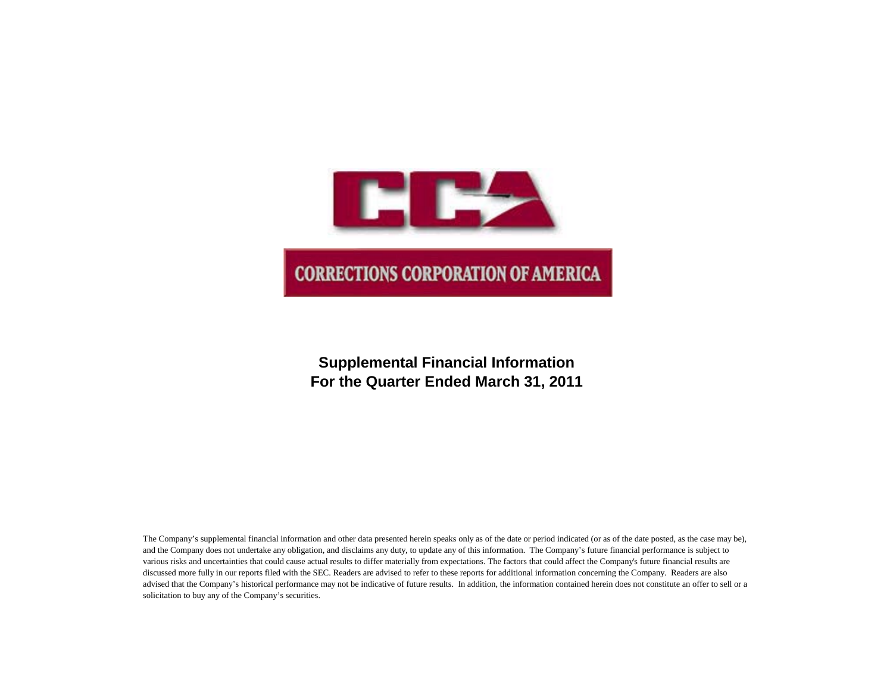# CCA

## CORRECTIONS CORPORATION OF AMERICA

**Supplemental Financial Information**
**For the Quarter Ended March 31, 2011**

The Company's supplemental financial information and other data presented herein speaks only as of the date or period indicated (or as of the date posted, as the case may be), and the Company does not undertake any obligation, and disclaims any duty, to update any of this information. The Company's future financial performance is subject to various risks and uncertainties that could cause actual results to differ materially from expectations. The factors that could affect the Company's future financial results are discussed more fully in our reports filed with the SEC. Readers are advised to refer to these reports for additional information concerning the Company. Readers are also advised that the Company's historical performance may not be indicative of future results. In addition, the information contained herein does not constitute an offer to sell or a solicitation to buy any of the Company's securities.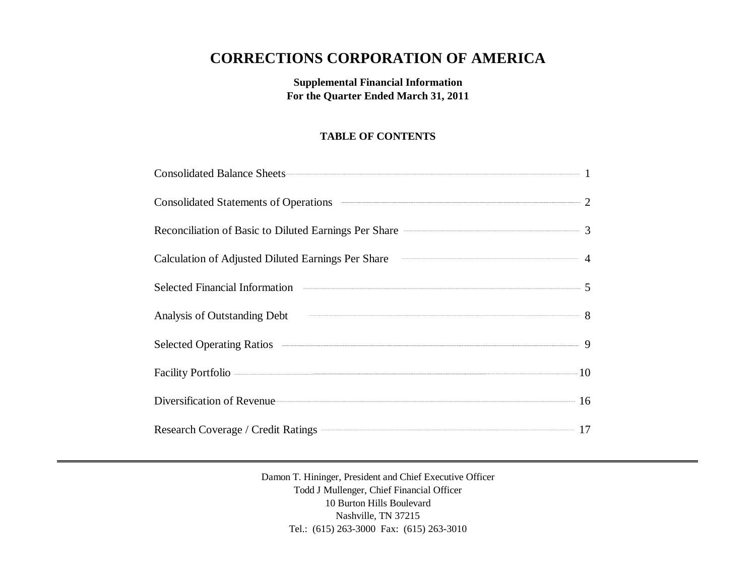# CORRECTIONS CORPORATION OF AMERICA

**Supplemental Financial Information**
**For the Quarter Ended March 31, 2011**

**TABLE OF CONTENTS**

| | |
|---|---|
| Consolidated Balance Sheets | 1 |
| Consolidated Statements of Operations | 2 |
| Reconciliation of Basic to Diluted Earnings Per Share | 3 |
| Calculation of Adjusted Diluted Earnings Per Share | 4 |
| Selected Financial Information | 5 |
| Analysis of Outstanding Debt | 8 |
| Selected Operating Ratios | 9 |
| Facility Portfolio | 10 |
| Diversification of Revenue | 16 |
| Research Coverage / Credit Ratings | 17 |

---

Damon T. Hininger, President and Chief Executive Officer
Todd J Mullenger, Chief Financial Officer
10 Burton Hills Boulevard
Nashville, TN 37215
Tel.: (615) 263-3000 Fax: (615) 263-3010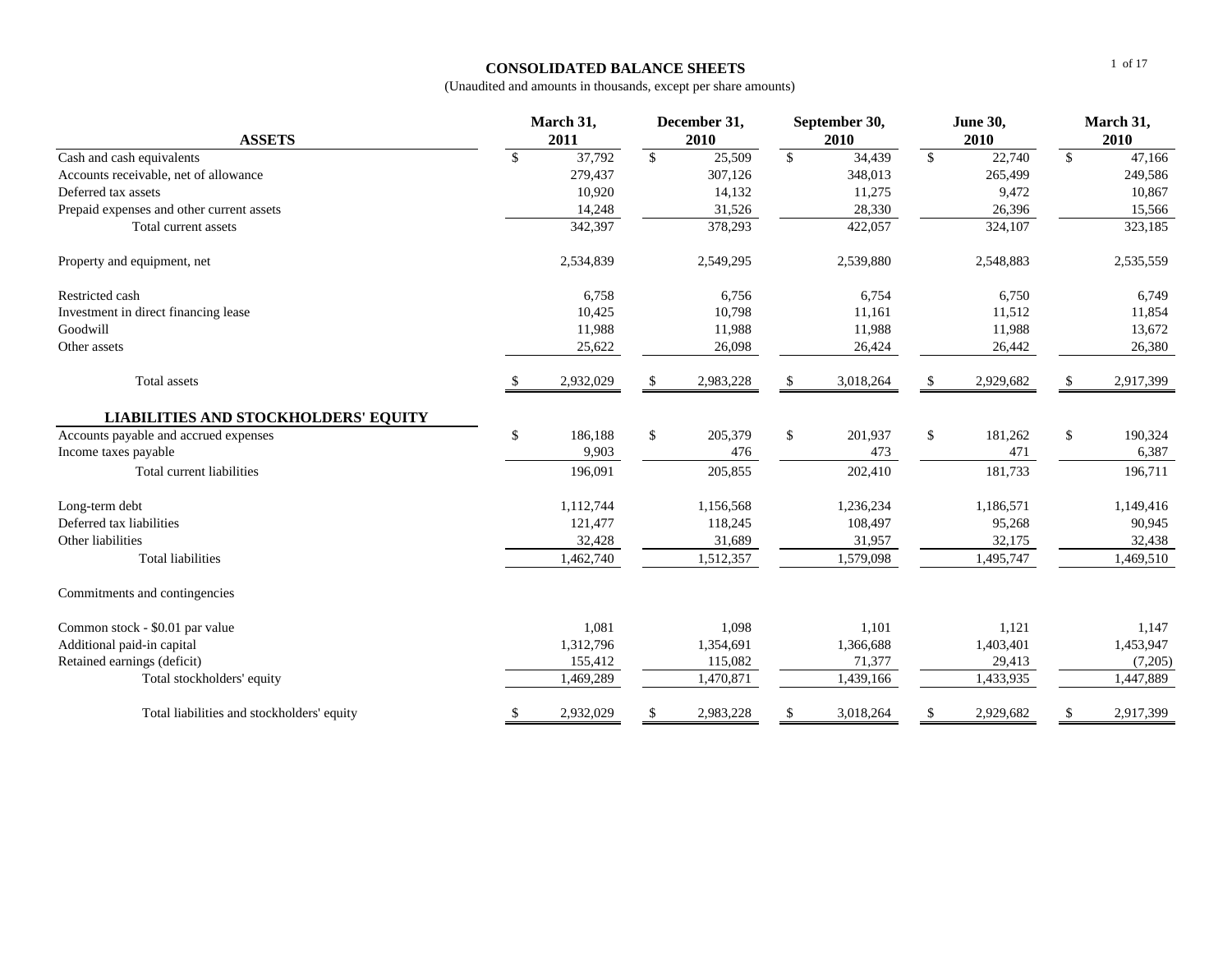# CONSOLIDATED BALANCE SHEETS

(Unaudited and amounts in thousands, except per share amounts)

| ASSETS | March 31, 2011 | December 31, 2010 | September 30, 2010 | June 30, 2010 | March 31, 2010 |
|---|---|---|---|---|---|
| Cash and cash equivalents | $ 37,792 | $ 25,509 | $ 34,439 | $ 22,740 | $ 47,166 |
| Accounts receivable, net of allowance | 279,437 | 307,126 | 348,013 | 265,499 | 249,586 |
| Deferred tax assets | 10,920 | 14,132 | 11,275 | 9,472 | 10,867 |
| Prepaid expenses and other current assets | 14,248 | 31,526 | 28,330 | 26,396 | 15,566 |
| Total current assets | 342,397 | 378,293 | 422,057 | 324,107 | 323,185 |
| Property and equipment, net | 2,534,839 | 2,549,295 | 2,539,880 | 2,548,883 | 2,535,559 |
| Restricted cash | 6,758 | 6,756 | 6,754 | 6,750 | 6,749 |
| Investment in direct financing lease | 10,425 | 10,798 | 11,161 | 11,512 | 11,854 |
| Goodwill | 11,988 | 11,988 | 11,988 | 11,988 | 13,672 |
| Other assets | 25,622 | 26,098 | 26,424 | 26,442 | 26,380 |
| Total assets | $ 2,932,029 | $ 2,983,228 | $ 3,018,264 | $ 2,929,682 | $ 2,917,399 |
| **LIABILITIES AND STOCKHOLDERS' EQUITY** | | | | | |
| Accounts payable and accrued expenses | $ 186,188 | $ 205,379 | $ 201,937 | $ 181,262 | $ 190,324 |
| Income taxes payable | 9,903 | 476 | 473 | 471 | 6,387 |
| Total current liabilities | 196,091 | 205,855 | 202,410 | 181,733 | 196,711 |
| Long-term debt | 1,112,744 | 1,156,568 | 1,236,234 | 1,186,571 | 1,149,416 |
| Deferred tax liabilities | 121,477 | 118,245 | 108,497 | 95,268 | 90,945 |
| Other liabilities | 32,428 | 31,689 | 31,957 | 32,175 | 32,438 |
| Total liabilities | 1,462,740 | 1,512,357 | 1,579,098 | 1,495,747 | 1,469,510 |
| Commitments and contingencies | | | | | |
| Common stock - $0.01 par value | 1,081 | 1,098 | 1,101 | 1,121 | 1,147 |
| Additional paid-in capital | 1,312,796 | 1,354,691 | 1,366,688 | 1,403,401 | 1,453,947 |
| Retained earnings (deficit) | 155,412 | 115,082 | 71,377 | 29,413 | (7,205) |
| Total stockholders' equity | 1,469,289 | 1,470,871 | 1,439,166 | 1,433,935 | 1,447,889 |
| Total liabilities and stockholders' equity | $ 2,932,029 | $ 2,983,228 | $ 3,018,264 | $ 2,929,682 | $ 2,917,399 |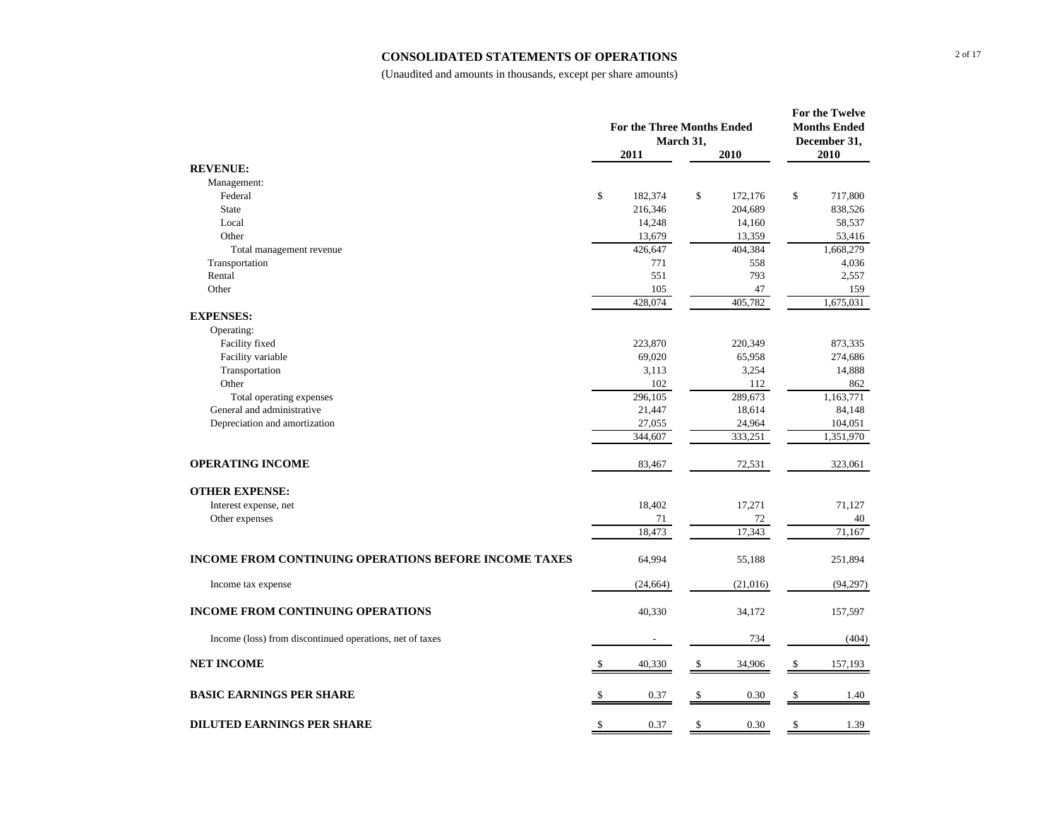# CONSOLIDATED STATEMENTS OF OPERATIONS

(Unaudited and amounts in thousands, except per share amounts)

| | For the Three Months Ended March 31, 2011 | For the Three Months Ended March 31, 2010 | For the Twelve Months Ended December 31, 2010 |
|---|---|---|---|
| **REVENUE:** | | | |
| Management: | | | |
| Federal | $ 182,374 | $ 172,176 | $ 717,800 |
| State | 216,346 | 204,689 | 838,526 |
| Local | 14,248 | 14,160 | 58,537 |
| Other | 13,679 | 13,359 | 53,416 |
| Total management revenue | 426,647 | 404,384 | 1,668,279 |
| Transportation | 771 | 558 | 4,036 |
| Rental | 551 | 793 | 2,557 |
| Other | 105 | 47 | 159 |
| | 428,074 | 405,782 | 1,675,031 |
| **EXPENSES:** | | | |
| Operating: | | | |
| Facility fixed | 223,870 | 220,349 | 873,335 |
| Facility variable | 69,020 | 65,958 | 274,686 |
| Transportation | 3,113 | 3,254 | 14,888 |
| Other | 102 | 112 | 862 |
| Total operating expenses | 296,105 | 289,673 | 1,163,771 |
| General and administrative | 21,447 | 18,614 | 84,148 |
| Depreciation and amortization | 27,055 | 24,964 | 104,051 |
| | 344,607 | 333,251 | 1,351,970 |
| **OPERATING INCOME** | 83,467 | 72,531 | 323,061 |
| **OTHER EXPENSE:** | | | |
| Interest expense, net | 18,402 | 17,271 | 71,127 |
| Other expenses | 71 | 72 | 40 |
| | 18,473 | 17,343 | 71,167 |
| **INCOME FROM CONTINUING OPERATIONS BEFORE INCOME TAXES** | 64,994 | 55,188 | 251,894 |
| Income tax expense | (24,664) | (21,016) | (94,297) |
| **INCOME FROM CONTINUING OPERATIONS** | 40,330 | 34,172 | 157,597 |
| Income (loss) from discontinued operations, net of taxes | - | 734 | (404) |
| **NET INCOME** | $ 40,330 | $ 34,906 | $ 157,193 |
| **BASIC EARNINGS PER SHARE** | $ 0.37 | $ 0.30 | $ 1.40 |
| **DILUTED EARNINGS PER SHARE** | $ 0.37 | $ 0.30 | $ 1.39 |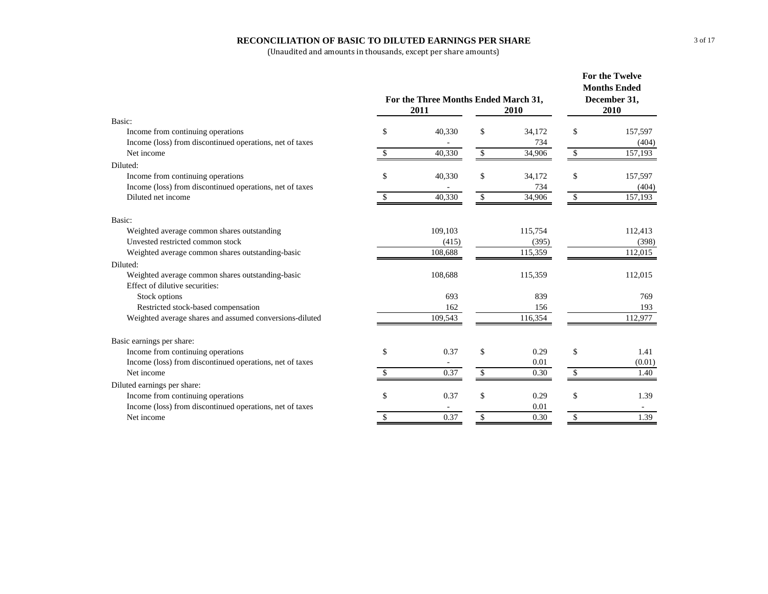## RECONCILIATION OF BASIC TO DILUTED EARNINGS PER SHARE

(Unaudited and amounts in thousands, except per share amounts)

| | For the Three Months Ended March 31, 2011 | For the Three Months Ended March 31, 2010 | For the Twelve Months Ended December 31, 2010 |
|---|---|---|---|
| **Basic:** | | | |
| Income from continuing operations | $ 40,330 | $ 34,172 | $ 157,597 |
| Income (loss) from discontinued operations, net of taxes | - | 734 | (404) |
| Net income | $ 40,330 | $ 34,906 | $ 157,193 |
| **Diluted:** | | | |
| Income from continuing operations | $ 40,330 | $ 34,172 | $ 157,597 |
| Income (loss) from discontinued operations, net of taxes | - | 734 | (404) |
| Diluted net income | $ 40,330 | $ 34,906 | $ 157,193 |
| | | | |
| **Basic:** | | | |
| Weighted average common shares outstanding | 109,103 | 115,754 | 112,413 |
| Unvested restricted common stock | (415) | (395) | (398) |
| Weighted average common shares outstanding-basic | 108,688 | 115,359 | 112,015 |
| **Diluted:** | | | |
| Weighted average common shares outstanding-basic | 108,688 | 115,359 | 112,015 |
| Effect of dilutive securities: | | | |
| Stock options | 693 | 839 | 769 |
| Restricted stock-based compensation | 162 | 156 | 193 |
| Weighted average shares and assumed conversions-diluted | 109,543 | 116,354 | 112,977 |
| | | | |
| **Basic earnings per share:** | | | |
| Income from continuing operations | $ 0.37 | $ 0.29 | $ 1.41 |
| Income (loss) from discontinued operations, net of taxes | - | 0.01 | (0.01) |
| Net income | $ 0.37 | $ 0.30 | $ 1.40 |
| **Diluted earnings per share:** | | | |
| Income from continuing operations | $ 0.37 | $ 0.29 | $ 1.39 |
| Income (loss) from discontinued operations, net of taxes | - | 0.01 | - |
| Net income | $ 0.37 | $ 0.30 | $ 1.39 |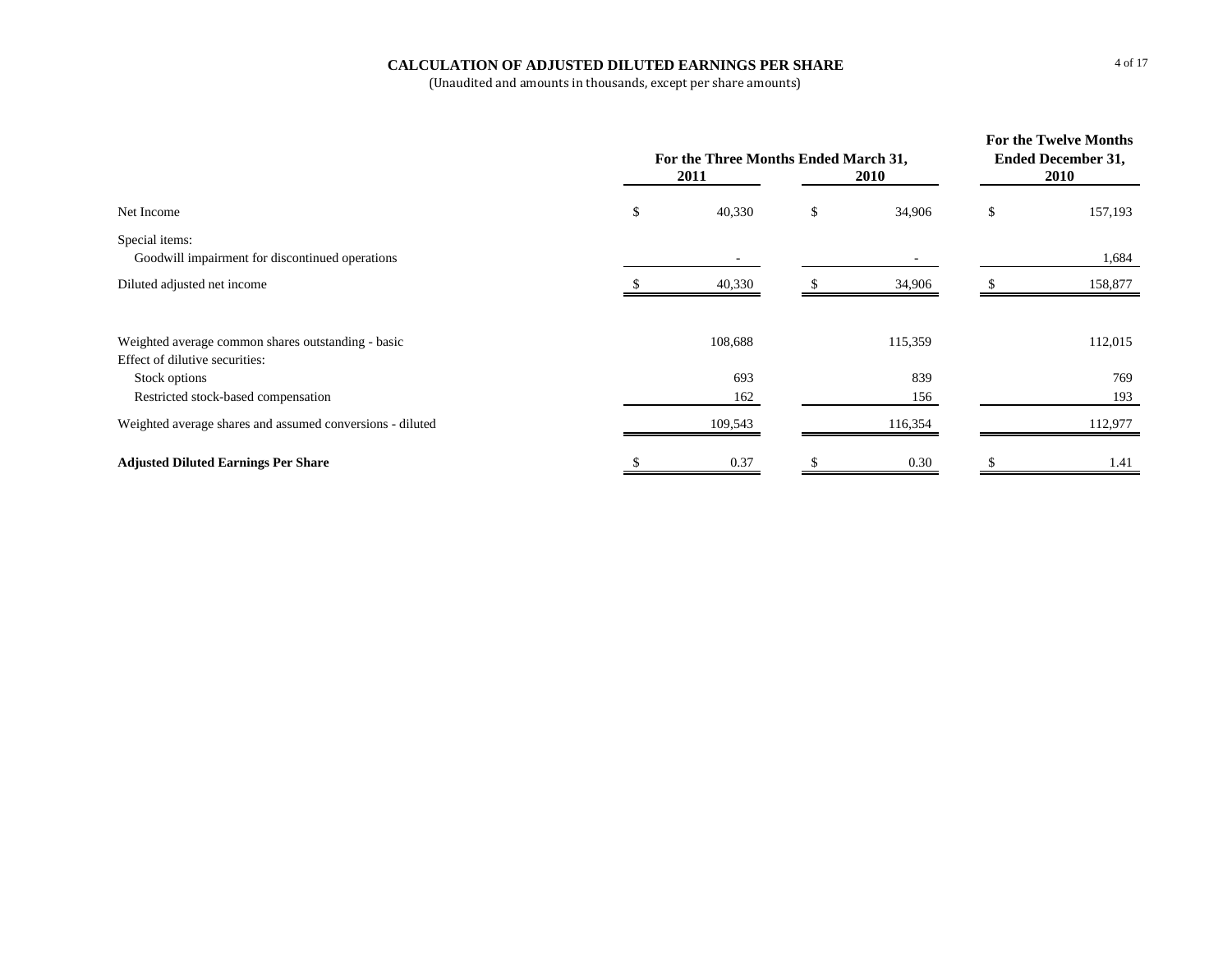## CALCULATION OF ADJUSTED DILUTED EARNINGS PER SHARE

(Unaudited and amounts in thousands, except per share amounts)

| | For the Three Months Ended March 31, 2011 | For the Three Months Ended March 31, 2010 | For the Twelve Months Ended December 31, 2010 |
|---|---|---|---|
| Net Income | $ 40,330 | $ 34,906 | $ 157,193 |
| Special items: | | | |
| Goodwill impairment for discontinued operations | - | - | 1,684 |
| Diluted adjusted net income | $ 40,330 | $ 34,906 | $ 158,877 |
| | | | |
| Weighted average common shares outstanding - basic | 108,688 | 115,359 | 112,015 |
| Effect of dilutive securities: | | | |
| Stock options | 693 | 839 | 769 |
| Restricted stock-based compensation | 162 | 156 | 193 |
| Weighted average shares and assumed conversions - diluted | 109,543 | 116,354 | 112,977 |
| | | | |
| **Adjusted Diluted Earnings Per Share** | $ 0.37 | $ 0.30 | $ 1.41 |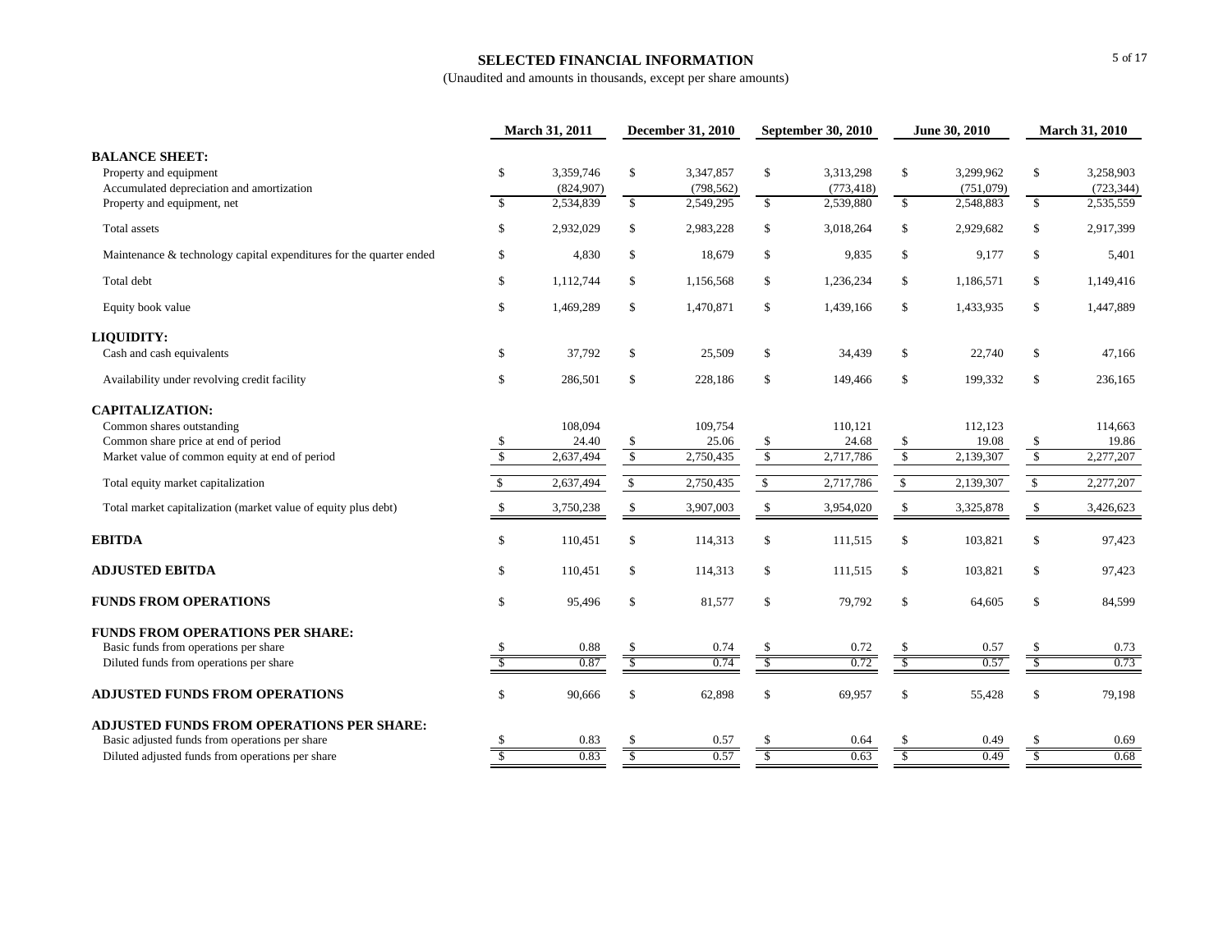**SELECTED FINANCIAL INFORMATION**

(Unaudited and amounts in thousands, except per share amounts)

| | March 31, 2011 | December 31, 2010 | September 30, 2010 | June 30, 2010 | March 31, 2010 |
|---|---|---|---|---|---|
| **BALANCE SHEET:** | | | | | |
| Property and equipment | $ 3,359,746 | $ 3,347,857 | $ 3,313,298 | $ 3,299,962 | $ 3,258,903 |
| Accumulated depreciation and amortization | (824,907) | (798,562) | (773,418) | (751,079) | (723,344) |
| Property and equipment, net | $ 2,534,839 | $ 2,549,295 | $ 2,539,880 | $ 2,548,883 | $ 2,535,559 |
| Total assets | $ 2,932,029 | $ 2,983,228 | $ 3,018,264 | $ 2,929,682 | $ 2,917,399 |
| Maintenance & technology capital expenditures for the quarter ended | $ 4,830 | $ 18,679 | $ 9,835 | $ 9,177 | $ 5,401 |
| Total debt | $ 1,112,744 | $ 1,156,568 | $ 1,236,234 | $ 1,186,571 | $ 1,149,416 |
| Equity book value | $ 1,469,289 | $ 1,470,871 | $ 1,439,166 | $ 1,433,935 | $ 1,447,889 |
| **LIQUIDITY:** | | | | | |
| Cash and cash equivalents | $ 37,792 | $ 25,509 | $ 34,439 | $ 22,740 | $ 47,166 |
| Availability under revolving credit facility | $ 286,501 | $ 228,186 | $ 149,466 | $ 199,332 | $ 236,165 |
| **CAPITALIZATION:** | | | | | |
| Common shares outstanding | 108,094 | 109,754 | 110,121 | 112,123 | 114,663 |
| Common share price at end of period | $ 24.40 | $ 25.06 | $ 24.68 | $ 19.08 | $ 19.86 |
| Market value of common equity at end of period | $ 2,637,494 | $ 2,750,435 | $ 2,717,786 | $ 2,139,307 | $ 2,277,207 |
| Total equity market capitalization | $ 2,637,494 | $ 2,750,435 | $ 2,717,786 | $ 2,139,307 | $ 2,277,207 |
| Total market capitalization (market value of equity plus debt) | $ 3,750,238 | $ 3,907,003 | $ 3,954,020 | $ 3,325,878 | $ 3,426,623 |
| **EBITDA** | $ 110,451 | $ 114,313 | $ 111,515 | $ 103,821 | $ 97,423 |
| **ADJUSTED EBITDA** | $ 110,451 | $ 114,313 | $ 111,515 | $ 103,821 | $ 97,423 |
| **FUNDS FROM OPERATIONS** | $ 95,496 | $ 81,577 | $ 79,792 | $ 64,605 | $ 84,599 |
| **FUNDS FROM OPERATIONS PER SHARE:** | | | | | |
| Basic funds from operations per share | $ 0.88 | $ 0.74 | $ 0.72 | $ 0.57 | $ 0.73 |
| Diluted funds from operations per share | $ 0.87 | $ 0.74 | $ 0.72 | $ 0.57 | $ 0.73 |
| **ADJUSTED FUNDS FROM OPERATIONS** | $ 90,666 | $ 62,898 | $ 69,957 | $ 55,428 | $ 79,198 |
| **ADJUSTED FUNDS FROM OPERATIONS PER SHARE:** | | | | | |
| Basic adjusted funds from operations per share | $ 0.83 | $ 0.57 | $ 0.64 | $ 0.49 | $ 0.69 |
| Diluted adjusted funds from operations per share | $ 0.83 | $ 0.57 | $ 0.63 | $ 0.49 | $ 0.68 |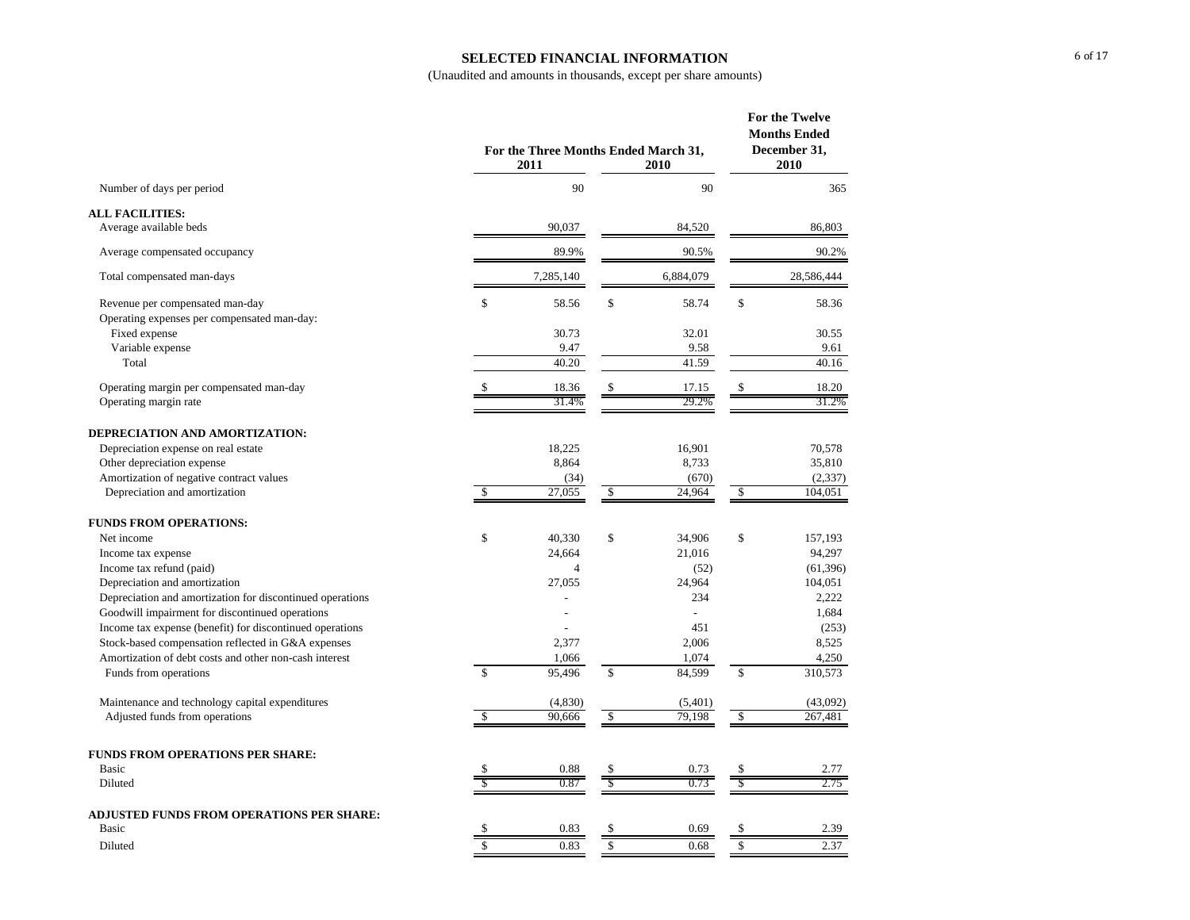# SELECTED FINANCIAL INFORMATION

(Unaudited and amounts in thousands, except per share amounts)

| | For the Three Months Ended March 31, 2011 | For the Three Months Ended March 31, 2010 | For the Twelve Months Ended December 31, 2010 |
|---|---|---|---|
| Number of days per period | 90 | 90 | 365 |
| **ALL FACILITIES:** | | | |
| Average available beds | 90,037 | 84,520 | 86,803 |
| Average compensated occupancy | 89.9% | 90.5% | 90.2% |
| Total compensated man-days | 7,285,140 | 6,884,079 | 28,586,444 |
| Revenue per compensated man-day | $ 58.56 | $ 58.74 | $ 58.36 |
| Operating expenses per compensated man-day: | | | |
| Fixed expense | 30.73 | 32.01 | 30.55 |
| Variable expense | 9.47 | 9.58 | 9.61 |
| Total | 40.20 | 41.59 | 40.16 |
| Operating margin per compensated man-day | $ 18.36 | $ 17.15 | $ 18.20 |
| Operating margin rate | 31.4% | 29.2% | 31.2% |
| **DEPRECIATION AND AMORTIZATION:** | | | |
| Depreciation expense on real estate | 18,225 | 16,901 | 70,578 |
| Other depreciation expense | 8,864 | 8,733 | 35,810 |
| Amortization of negative contract values | (34) | (670) | (2,337) |
| Depreciation and amortization | $ 27,055 | $ 24,964 | $ 104,051 |
| **FUNDS FROM OPERATIONS:** | | | |
| Net income | $ 40,330 | $ 34,906 | $ 157,193 |
| Income tax expense | 24,664 | 21,016 | 94,297 |
| Income tax refund (paid) | 4 | (52) | (61,396) |
| Depreciation and amortization | 27,055 | 24,964 | 104,051 |
| Depreciation and amortization for discontinued operations | - | 234 | 2,222 |
| Goodwill impairment for discontinued operations | - | - | 1,684 |
| Income tax expense (benefit) for discontinued operations | - | 451 | (253) |
| Stock-based compensation reflected in G&A expenses | 2,377 | 2,006 | 8,525 |
| Amortization of debt costs and other non-cash interest | 1,066 | 1,074 | 4,250 |
| Funds from operations | $ 95,496 | $ 84,599 | $ 310,573 |
| Maintenance and technology capital expenditures | (4,830) | (5,401) | (43,092) |
| Adjusted funds from operations | $ 90,666 | $ 79,198 | $ 267,481 |
| **FUNDS FROM OPERATIONS PER SHARE:** | | | |
| Basic | $ 0.88 | $ 0.73 | $ 2.77 |
| Diluted | $ 0.87 | $ 0.73 | $ 2.75 |
| **ADJUSTED FUNDS FROM OPERATIONS PER SHARE:** | | | |
| Basic | $ 0.83 | $ 0.69 | $ 2.39 |
| Diluted | $ 0.83 | $ 0.68 | $ 2.37 |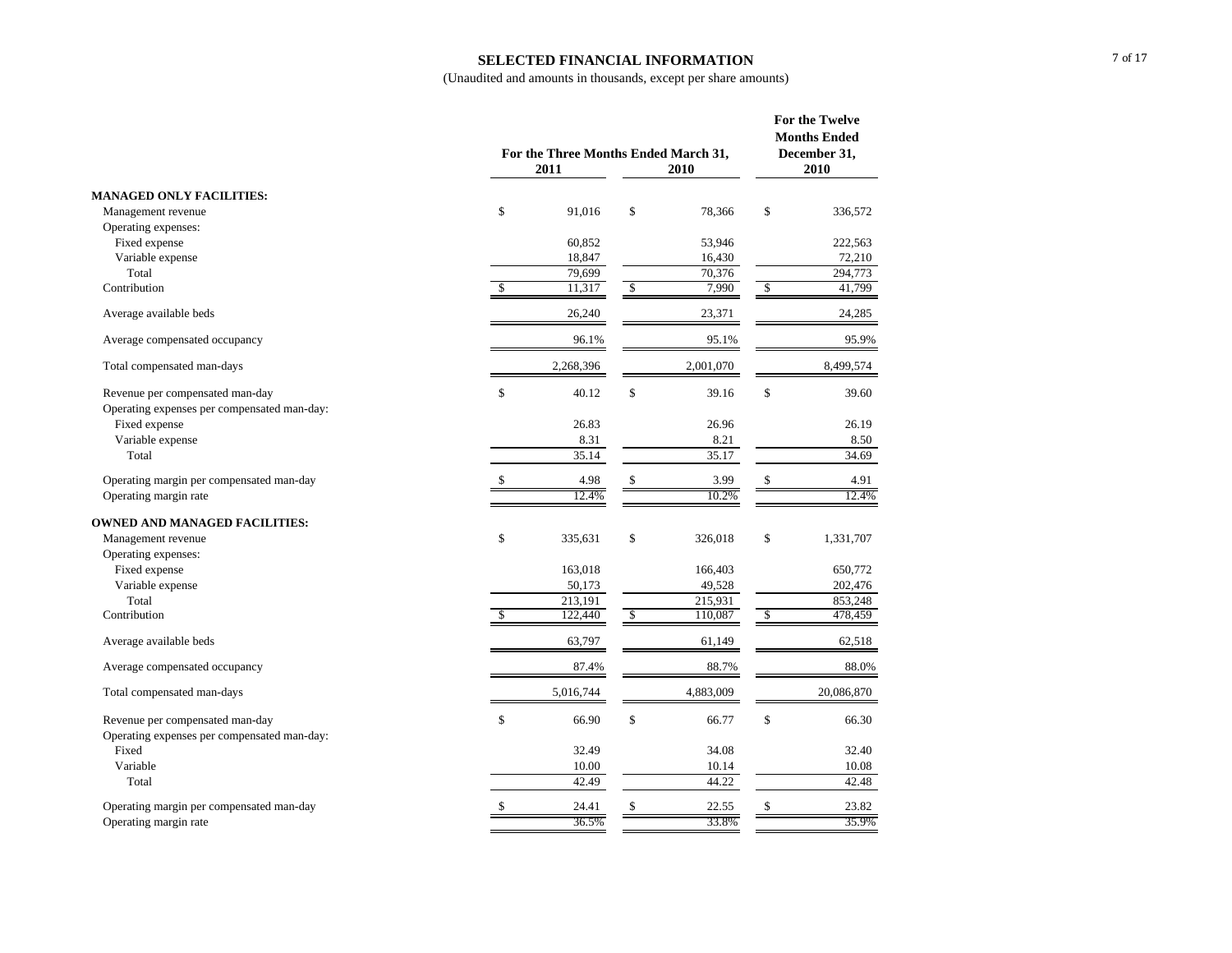# SELECTED FINANCIAL INFORMATION

(Unaudited and amounts in thousands, except per share amounts)

| | For the Three Months Ended March 31, 2011 | For the Three Months Ended March 31, 2010 | For the Twelve Months Ended December 31, 2010 |
|---|---|---|---|
| **MANAGED ONLY FACILITIES:** | | | |
| Management revenue | $ 91,016 | $ 78,366 | $ 336,572 |
| Operating expenses: | | | |
| Fixed expense | 60,852 | 53,946 | 222,563 |
| Variable expense | 18,847 | 16,430 | 72,210 |
| Total | 79,699 | 70,376 | 294,773 |
| Contribution | $ 11,317 | $ 7,990 | $ 41,799 |
| Average available beds | 26,240 | 23,371 | 24,285 |
| Average compensated occupancy | 96.1% | 95.1% | 95.9% |
| Total compensated man-days | 2,268,396 | 2,001,070 | 8,499,574 |
| Revenue per compensated man-day | $ 40.12 | $ 39.16 | $ 39.60 |
| Operating expenses per compensated man-day: | | | |
| Fixed expense | 26.83 | 26.96 | 26.19 |
| Variable expense | 8.31 | 8.21 | 8.50 |
| Total | 35.14 | 35.17 | 34.69 |
| Operating margin per compensated man-day | $ 4.98 | $ 3.99 | $ 4.91 |
| Operating margin rate | 12.4% | 10.2% | 12.4% |
| **OWNED AND MANAGED FACILITIES:** | | | |
| Management revenue | $ 335,631 | $ 326,018 | $ 1,331,707 |
| Operating expenses: | | | |
| Fixed expense | 163,018 | 166,403 | 650,772 |
| Variable expense | 50,173 | 49,528 | 202,476 |
| Total | 213,191 | 215,931 | 853,248 |
| Contribution | $ 122,440 | $ 110,087 | $ 478,459 |
| Average available beds | 63,797 | 61,149 | 62,518 |
| Average compensated occupancy | 87.4% | 88.7% | 88.0% |
| Total compensated man-days | 5,016,744 | 4,883,009 | 20,086,870 |
| Revenue per compensated man-day | $ 66.90 | $ 66.77 | $ 66.30 |
| Operating expenses per compensated man-day: | | | |
| Fixed | 32.49 | 34.08 | 32.40 |
| Variable | 10.00 | 10.14 | 10.08 |
| Total | 42.49 | 44.22 | 42.48 |
| Operating margin per compensated man-day | $ 24.41 | $ 22.55 | $ 23.82 |
| Operating margin rate | 36.5% | 33.8% | 35.9% |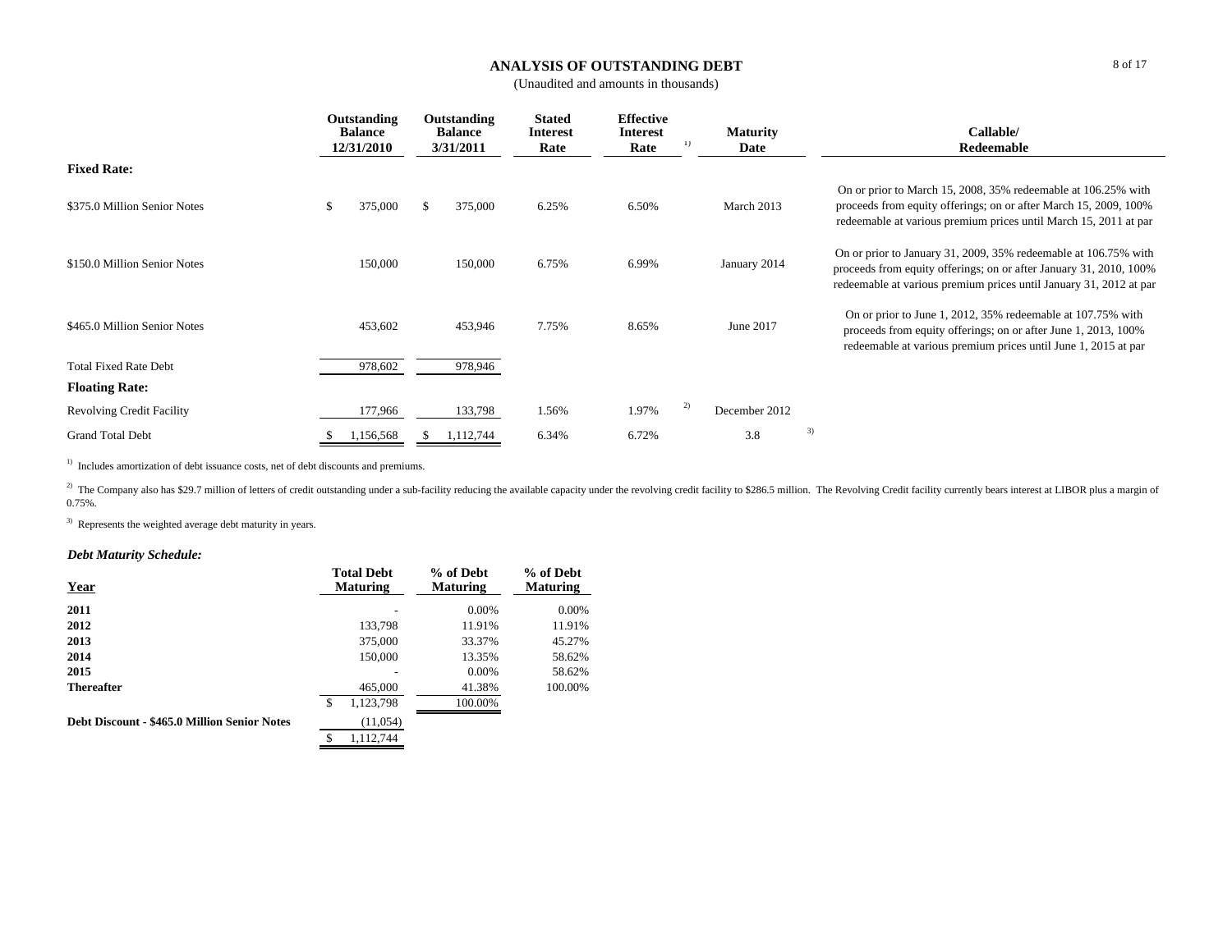# ANALYSIS OF OUTSTANDING DEBT

(Unaudited and amounts in thousands)

| | Outstanding Balance 12/31/2010 | Outstanding Balance 3/31/2011 | Stated Interest Rate | Effective Interest Rate [1] | Maturity Date | Callable/ Redeemable |
|---|---|---|---|---|---|---|
| **Fixed Rate:** | | | | | | |
| $375.0 Million Senior Notes | $ 375,000 | $ 375,000 | 6.25% | 6.50% | March 2013 | On or prior to March 15, 2008, 35% redeemable at 106.25% with proceeds from equity offerings; on or after March 15, 2009, 100% redeemable at various premium prices until March 15, 2011 at par |
| $150.0 Million Senior Notes | 150,000 | 150,000 | 6.75% | 6.99% | January 2014 | On or prior to January 31, 2009, 35% redeemable at 106.75% with proceeds from equity offerings; on or after January 31, 2010, 100% redeemable at various premium prices until January 31, 2012 at par |
| $465.0 Million Senior Notes | 453,602 | 453,946 | 7.75% | 8.65% | June 2017 | On or prior to June 1, 2012, 35% redeemable at 107.75% with proceeds from equity offerings; on or after June 1, 2013, 100% redeemable at various premium prices until June 1, 2015 at par |
| Total Fixed Rate Debt | 978,602 | 978,946 | | | | |
| **Floating Rate:** | | | | | | |
| Revolving Credit Facility | 177,966 | 133,798 | 1.56% | 1.97% [2] | December 2012 | |
| Grand Total Debt | $ 1,156,568 | $ 1,112,744 | 6.34% | 6.72% | 3.8 [3] | |

[1] Includes amortization of debt issuance costs, net of debt discounts and premiums.

[2] The Company also has $29.7 million of letters of credit outstanding under a sub-facility reducing the available capacity under the revolving credit facility to $286.5 million. The Revolving Credit facility currently bears interest at LIBOR plus a margin of 0.75%.

[3] Represents the weighted average debt maturity in years.

### *Debt Maturity Schedule:*

| Year | Total Debt Maturing | % of Debt Maturing | % of Debt Maturing |
|---|---|---|---|
| **2011** | - | 0.00% | 0.00% |
| **2012** | 133,798 | 11.91% | 11.91% |
| **2013** | 375,000 | 33.37% | 45.27% |
| **2014** | 150,000 | 13.35% | 58.62% |
| **2015** | - | 0.00% | 58.62% |
| **Thereafter** | 465,000 | 41.38% | 100.00% |
| | $ 1,123,798 | 100.00% | |
| **Debt Discount - $465.0 Million Senior Notes** | (11,054) | | |
| | $ 1,112,744 | | |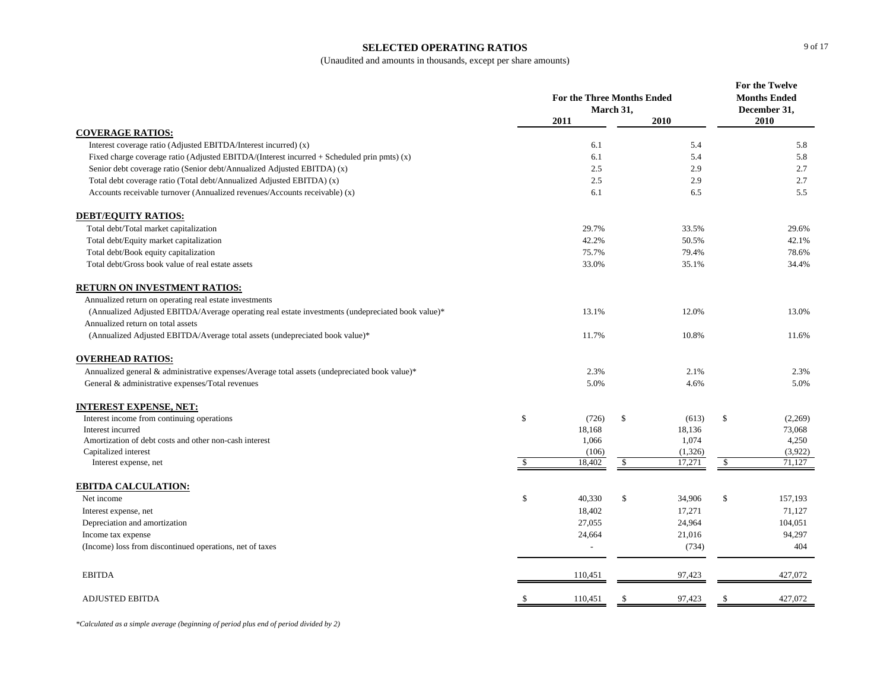## SELECTED OPERATING RATIOS

(Unaudited and amounts in thousands, except per share amounts)

| | For the Three Months Ended March 31, 2011 | For the Three Months Ended March 31, 2010 | For the Twelve Months Ended December 31, 2010 |
|---|---|---|---|
| **COVERAGE RATIOS:** | | | |
| Interest coverage ratio (Adjusted EBITDA/Interest incurred) (x) | 6.1 | 5.4 | 5.8 |
| Fixed charge coverage ratio (Adjusted EBITDA/(Interest incurred + Scheduled prin pmts) (x) | 6.1 | 5.4 | 5.8 |
| Senior debt coverage ratio (Senior debt/Annualized Adjusted EBITDA) (x) | 2.5 | 2.9 | 2.7 |
| Total debt coverage ratio (Total debt/Annualized Adjusted EBITDA) (x) | 2.5 | 2.9 | 2.7 |
| Accounts receivable turnover (Annualized revenues/Accounts receivable) (x) | 6.1 | 6.5 | 5.5 |
| **DEBT/EQUITY RATIOS:** | | | |
| Total debt/Total market capitalization | 29.7% | 33.5% | 29.6% |
| Total debt/Equity market capitalization | 42.2% | 50.5% | 42.1% |
| Total debt/Book equity capitalization | 75.7% | 79.4% | 78.6% |
| Total debt/Gross book value of real estate assets | 33.0% | 35.1% | 34.4% |
| **RETURN ON INVESTMENT RATIOS:** | | | |
| Annualized return on operating real estate investments (Annualized Adjusted EBITDA/Average operating real estate investments (undepreciated book value)* | 13.1% | 12.0% | 13.0% |
| Annualized return on total assets (Annualized Adjusted EBITDA/Average total assets (undepreciated book value)* | 11.7% | 10.8% | 11.6% |
| **OVERHEAD RATIOS:** | | | |
| Annualized general & administrative expenses/Average total assets (undepreciated book value)* | 2.3% | 2.1% | 2.3% |
| General & administrative expenses/Total revenues | 5.0% | 4.6% | 5.0% |
| **INTEREST EXPENSE, NET:** | | | |
| Interest income from continuing operations | $ (726) | $ (613) | $ (2,269) |
| Interest incurred | 18,168 | 18,136 | 73,068 |
| Amortization of debt costs and other non-cash interest | 1,066 | 1,074 | 4,250 |
| Capitalized interest | (106) | (1,326) | (3,922) |
| Interest expense, net | $ 18,402 | $ 17,271 | $ 71,127 |
| **EBITDA CALCULATION:** | | | |
| Net income | $ 40,330 | $ 34,906 | $ 157,193 |
| Interest expense, net | 18,402 | 17,271 | 71,127 |
| Depreciation and amortization | 27,055 | 24,964 | 104,051 |
| Income tax expense | 24,664 | 21,016 | 94,297 |
| (Income) loss from discontinued operations, net of taxes | - | (734) | 404 |
| EBITDA | 110,451 | 97,423 | 427,072 |
| ADJUSTED EBITDA | $ 110,451 | $ 97,423 | $ 427,072 |

*Calculated as a simple average (beginning of period plus end of period divided by 2)*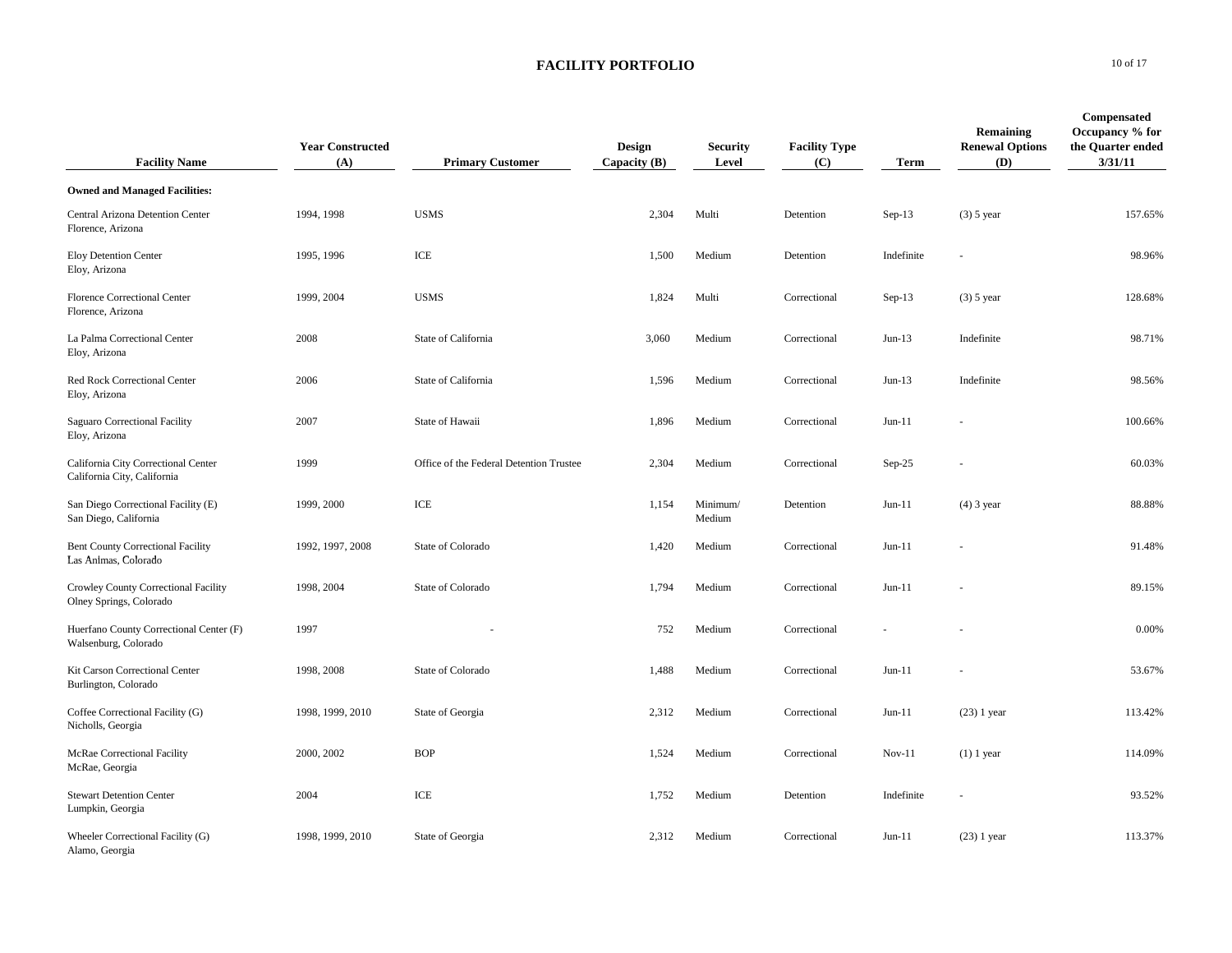## FACILITY PORTFOLIO

| Facility Name | Year Constructed (A) | Primary Customer | Design Capacity (B) | Security Level | Facility Type (C) | Term | Remaining Renewal Options (D) | Compensated Occupancy % for the Quarter ended 3/31/11 |
|---|---|---|---|---|---|---|---|---|
| **Owned and Managed Facilities:** | | | | | | | | |
| Central Arizona Detention Center<br>Florence, Arizona | 1994, 1998 | USMS | 2,304 | Multi | Detention | Sep-13 | (3) 5 year | 157.65% |
| Eloy Detention Center<br>Eloy, Arizona | 1995, 1996 | ICE | 1,500 | Medium | Detention | Indefinite | - | 98.96% |
| Florence Correctional Center<br>Florence, Arizona | 1999, 2004 | USMS | 1,824 | Multi | Correctional | Sep-13 | (3) 5 year | 128.68% |
| La Palma Correctional Center<br>Eloy, Arizona | 2008 | State of California | 3,060 | Medium | Correctional | Jun-13 | Indefinite | 98.71% |
| Red Rock Correctional Center<br>Eloy, Arizona | 2006 | State of California | 1,596 | Medium | Correctional | Jun-13 | Indefinite | 98.56% |
| Saguaro Correctional Facility<br>Eloy, Arizona | 2007 | State of Hawaii | 1,896 | Medium | Correctional | Jun-11 | - | 100.66% |
| California City Correctional Center<br>California City, California | 1999 | Office of the Federal Detention Trustee | 2,304 | Medium | Correctional | Sep-25 | - | 60.03% |
| San Diego Correctional Facility (E)<br>San Diego, California | 1999, 2000 | ICE | 1,154 | Minimum/ Medium | Detention | Jun-11 | (4) 3 year | 88.88% |
| Bent County Correctional Facility<br>Las Animas, Colorado | 1992, 1997, 2008 | State of Colorado | 1,420 | Medium | Correctional | Jun-11 | - | 91.48% |
| Crowley County Correctional Facility<br>Olney Springs, Colorado | 1998, 2004 | State of Colorado | 1,794 | Medium | Correctional | Jun-11 | - | 89.15% |
| Huerfano County Correctional Center (F)<br>Walsenburg, Colorado | 1997 | - | 752 | Medium | Correctional | - | - | 0.00% |
| Kit Carson Correctional Center<br>Burlington, Colorado | 1998, 2008 | State of Colorado | 1,488 | Medium | Correctional | Jun-11 | - | 53.67% |
| Coffee Correctional Facility (G)<br>Nicholls, Georgia | 1998, 1999, 2010 | State of Georgia | 2,312 | Medium | Correctional | Jun-11 | (23) 1 year | 113.42% |
| McRae Correctional Facility<br>McRae, Georgia | 2000, 2002 | BOP | 1,524 | Medium | Correctional | Nov-11 | (1) 1 year | 114.09% |
| Stewart Detention Center<br>Lumpkin, Georgia | 2004 | ICE | 1,752 | Medium | Detention | Indefinite | - | 93.52% |
| Wheeler Correctional Facility (G)<br>Alamo, Georgia | 1998, 1999, 2010 | State of Georgia | 2,312 | Medium | Correctional | Jun-11 | (23) 1 year | 113.37% |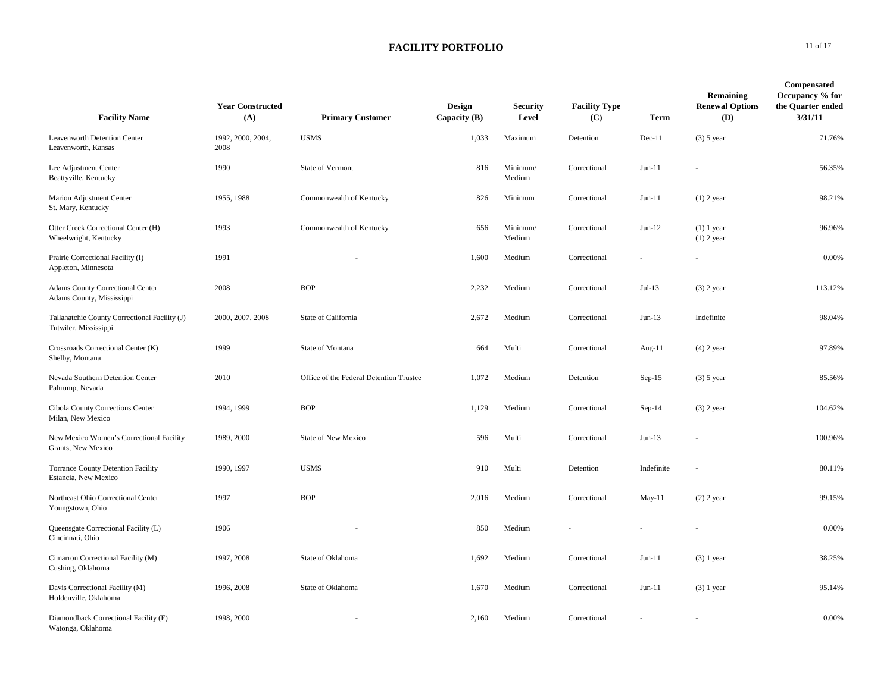# FACILITY PORTFOLIO

| Facility Name | Year Constructed (A) | Primary Customer | Design Capacity (B) | Security Level | Facility Type (C) | Term | Remaining Renewal Options (D) | Compensated Occupancy % for the Quarter ended 3/31/11 |
|---|---|---|---|---|---|---|---|---|
| Leavenworth Detention Center<br>Leavenworth, Kansas | 1992, 2000, 2004, 2008 | USMS | 1,033 | Maximum | Detention | Dec-11 | (3) 5 year | 71.76% |
| Lee Adjustment Center<br>Beattyville, Kentucky | 1990 | State of Vermont | 816 | Minimum/ Medium | Correctional | Jun-11 | - | 56.35% |
| Marion Adjustment Center<br>St. Mary, Kentucky | 1955, 1988 | Commonwealth of Kentucky | 826 | Minimum | Correctional | Jun-11 | (1) 2 year | 98.21% |
| Otter Creek Correctional Center (H)<br>Wheelwright, Kentucky | 1993 | Commonwealth of Kentucky | 656 | Minimum/ Medium | Correctional | Jun-12 | (1) 1 year<br>(1) 2 year | 96.96% |
| Prairie Correctional Facility (I)<br>Appleton, Minnesota | 1991 | - | 1,600 | Medium | Correctional | - | - | 0.00% |
| Adams County Correctional Center<br>Adams County, Mississippi | 2008 | BOP | 2,232 | Medium | Correctional | Jul-13 | (3) 2 year | 113.12% |
| Tallahatchie County Correctional Facility (J)<br>Tutwiler, Mississippi | 2000, 2007, 2008 | State of California | 2,672 | Medium | Correctional | Jun-13 | Indefinite | 98.04% |
| Crossroads Correctional Center (K)<br>Shelby, Montana | 1999 | State of Montana | 664 | Multi | Correctional | Aug-11 | (4) 2 year | 97.89% |
| Nevada Southern Detention Center<br>Pahrump, Nevada | 2010 | Office of the Federal Detention Trustee | 1,072 | Medium | Detention | Sep-15 | (3) 5 year | 85.56% |
| Cibola County Corrections Center<br>Milan, New Mexico | 1994, 1999 | BOP | 1,129 | Medium | Correctional | Sep-14 | (3) 2 year | 104.62% |
| New Mexico Women's Correctional Facility<br>Grants, New Mexico | 1989, 2000 | State of New Mexico | 596 | Multi | Correctional | Jun-13 | - | 100.96% |
| Torrance County Detention Facility<br>Estancia, New Mexico | 1990, 1997 | USMS | 910 | Multi | Detention | Indefinite | - | 80.11% |
| Northeast Ohio Correctional Center<br>Youngstown, Ohio | 1997 | BOP | 2,016 | Medium | Correctional | May-11 | (2) 2 year | 99.15% |
| Queensgate Correctional Facility (L)<br>Cincinnati, Ohio | 1906 | - | 850 | Medium | - | - | - | 0.00% |
| Cimarron Correctional Facility (M)<br>Cushing, Oklahoma | 1997, 2008 | State of Oklahoma | 1,692 | Medium | Correctional | Jun-11 | (3) 1 year | 38.25% |
| Davis Correctional Facility (M)<br>Holdenville, Oklahoma | 1996, 2008 | State of Oklahoma | 1,670 | Medium | Correctional | Jun-11 | (3) 1 year | 95.14% |
| Diamondback Correctional Facility (F)<br>Watonga, Oklahoma | 1998, 2000 | - | 2,160 | Medium | Correctional | - | - | 0.00% |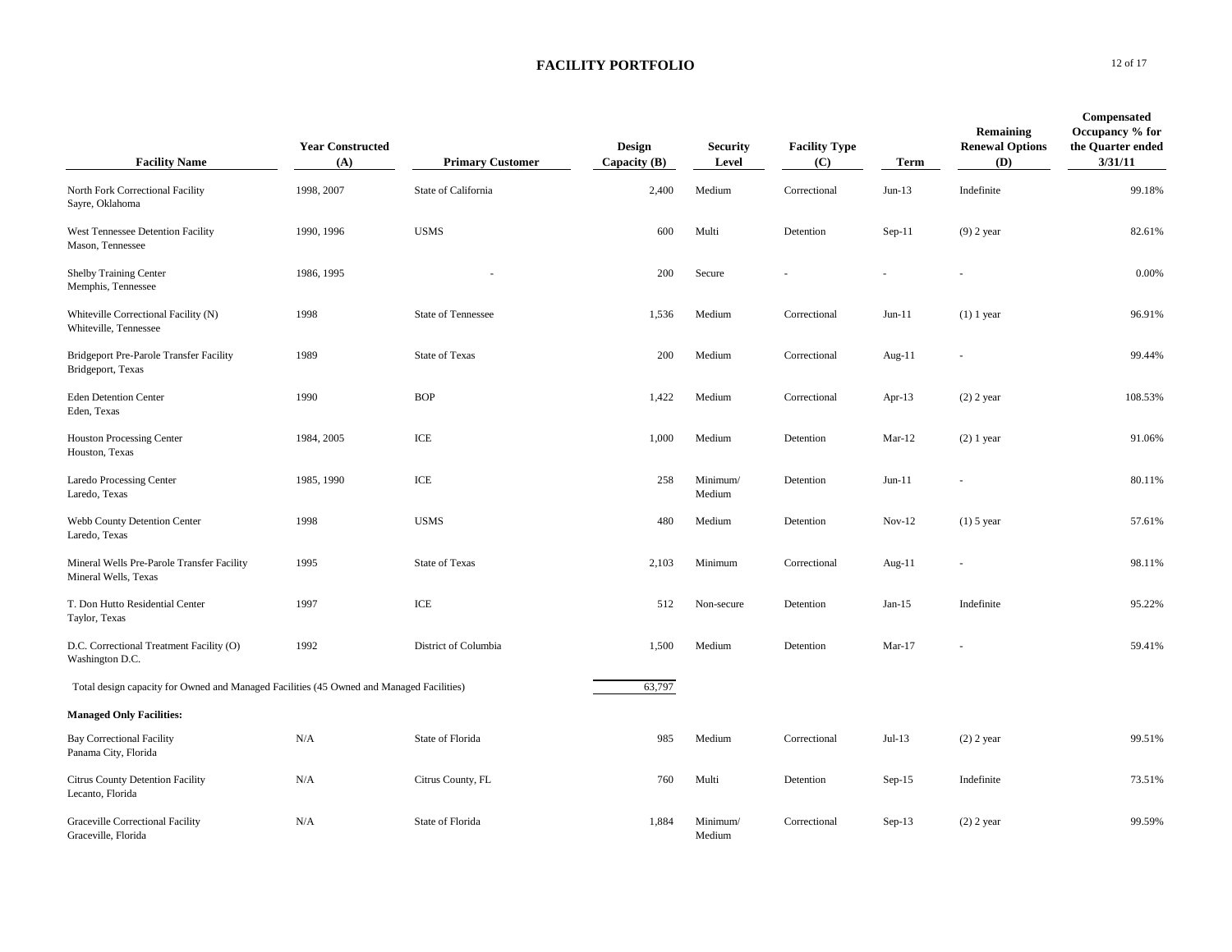# FACILITY PORTFOLIO

| Facility Name | Year Constructed (A) | Primary Customer | Design Capacity (B) | Security Level | Facility Type (C) | Term | Remaining Renewal Options (D) | Compensated Occupancy % for the Quarter ended 3/31/11 |
|---|---|---|---|---|---|---|---|---|
| North Fork Correctional Facility<br>Sayre, Oklahoma | 1998, 2007 | State of California | 2,400 | Medium | Correctional | Jun-13 | Indefinite | 99.18% |
| West Tennessee Detention Facility<br>Mason, Tennessee | 1990, 1996 | USMS | 600 | Multi | Detention | Sep-11 | (9) 2 year | 82.61% |
| Shelby Training Center<br>Memphis, Tennessee | 1986, 1995 | - | 200 | Secure | - | - | - | 0.00% |
| Whiteville Correctional Facility (N)<br>Whiteville, Tennessee | 1998 | State of Tennessee | 1,536 | Medium | Correctional | Jun-11 | (1) 1 year | 96.91% |
| Bridgeport Pre-Parole Transfer Facility<br>Bridgeport, Texas | 1989 | State of Texas | 200 | Medium | Correctional | Aug-11 | - | 99.44% |
| Eden Detention Center<br>Eden, Texas | 1990 | BOP | 1,422 | Medium | Correctional | Apr-13 | (2) 2 year | 108.53% |
| Houston Processing Center<br>Houston, Texas | 1984, 2005 | ICE | 1,000 | Medium | Detention | Mar-12 | (2) 1 year | 91.06% |
| Laredo Processing Center<br>Laredo, Texas | 1985, 1990 | ICE | 258 | Minimum/ Medium | Detention | Jun-11 | - | 80.11% |
| Webb County Detention Center<br>Laredo, Texas | 1998 | USMS | 480 | Medium | Detention | Nov-12 | (1) 5 year | 57.61% |
| Mineral Wells Pre-Parole Transfer Facility<br>Mineral Wells, Texas | 1995 | State of Texas | 2,103 | Minimum | Correctional | Aug-11 | - | 98.11% |
| T. Don Hutto Residential Center<br>Taylor, Texas | 1997 | ICE | 512 | Non-secure | Detention | Jan-15 | Indefinite | 95.22% |
| D.C. Correctional Treatment Facility (O)<br>Washington D.C. | 1992 | District of Columbia | 1,500 | Medium | Detention | Mar-17 | - | 59.41% |
| Total design capacity for Owned and Managed Facilities (45 Owned and Managed Facilities) | | | 63,797 | | | | | |
| **Managed Only Facilities:** | | | | | | | | |
| Bay Correctional Facility<br>Panama City, Florida | N/A | State of Florida | 985 | Medium | Correctional | Jul-13 | (2) 2 year | 99.51% |
| Citrus County Detention Facility<br>Lecanto, Florida | N/A | Citrus County, FL | 760 | Multi | Detention | Sep-15 | Indefinite | 73.51% |
| Graceville Correctional Facility<br>Graceville, Florida | N/A | State of Florida | 1,884 | Minimum/ Medium | Correctional | Sep-13 | (2) 2 year | 99.59% |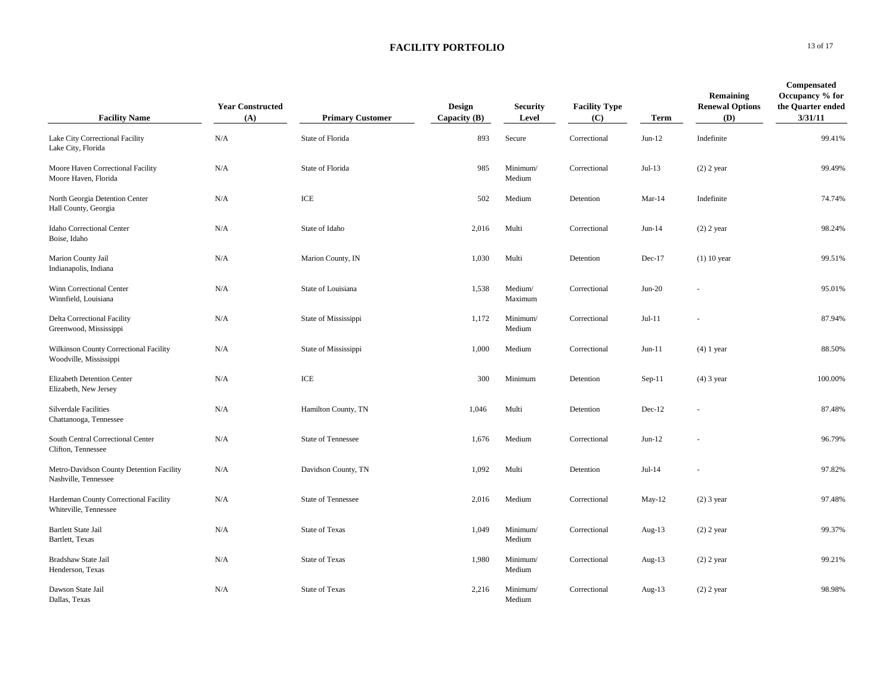# FACILITY PORTFOLIO

| Facility Name | Year Constructed (A) | Primary Customer | Design Capacity (B) | Security Level | Facility Type (C) | Term | Remaining Renewal Options (D) | Compensated Occupancy % for the Quarter ended 3/31/11 |
|---|---|---|---|---|---|---|---|---|
| Lake City Correctional Facility<br>Lake City, Florida | N/A | State of Florida | 893 | Secure | Correctional | Jun-12 | Indefinite | 99.41% |
| Moore Haven Correctional Facility<br>Moore Haven, Florida | N/A | State of Florida | 985 | Minimum/<br>Medium | Correctional | Jul-13 | (2) 2 year | 99.49% |
| North Georgia Detention Center<br>Hall County, Georgia | N/A | ICE | 502 | Medium | Detention | Mar-14 | Indefinite | 74.74% |
| Idaho Correctional Center<br>Boise, Idaho | N/A | State of Idaho | 2,016 | Multi | Correctional | Jun-14 | (2) 2 year | 98.24% |
| Marion County Jail<br>Indianapolis, Indiana | N/A | Marion County, IN | 1,030 | Multi | Detention | Dec-17 | (1) 10 year | 99.51% |
| Winn Correctional Center<br>Winnfield, Louisiana | N/A | State of Louisiana | 1,538 | Medium/<br>Maximum | Correctional | Jun-20 | - | 95.01% |
| Delta Correctional Facility<br>Greenwood, Mississippi | N/A | State of Mississippi | 1,172 | Minimum/<br>Medium | Correctional | Jul-11 | - | 87.94% |
| Wilkinson County Correctional Facility<br>Woodville, Mississippi | N/A | State of Mississippi | 1,000 | Medium | Correctional | Jun-11 | (4) 1 year | 88.50% |
| Elizabeth Detention Center<br>Elizabeth, New Jersey | N/A | ICE | 300 | Minimum | Detention | Sep-11 | (4) 3 year | 100.00% |
| Silverdale Facilities<br>Chattanooga, Tennessee | N/A | Hamilton County, TN | 1,046 | Multi | Detention | Dec-12 | - | 87.48% |
| South Central Correctional Center<br>Clifton, Tennessee | N/A | State of Tennessee | 1,676 | Medium | Correctional | Jun-12 | - | 96.79% |
| Metro-Davidson County Detention Facility<br>Nashville, Tennessee | N/A | Davidson County, TN | 1,092 | Multi | Detention | Jul-14 | - | 97.82% |
| Hardeman County Correctional Facility<br>Whiteville, Tennessee | N/A | State of Tennessee | 2,016 | Medium | Correctional | May-12 | (2) 3 year | 97.48% |
| Bartlett State Jail<br>Bartlett, Texas | N/A | State of Texas | 1,049 | Minimum/<br>Medium | Correctional | Aug-13 | (2) 2 year | 99.37% |
| Bradshaw State Jail<br>Henderson, Texas | N/A | State of Texas | 1,980 | Minimum/<br>Medium | Correctional | Aug-13 | (2) 2 year | 99.21% |
| Dawson State Jail<br>Dallas, Texas | N/A | State of Texas | 2,216 | Minimum/<br>Medium | Correctional | Aug-13 | (2) 2 year | 98.98% |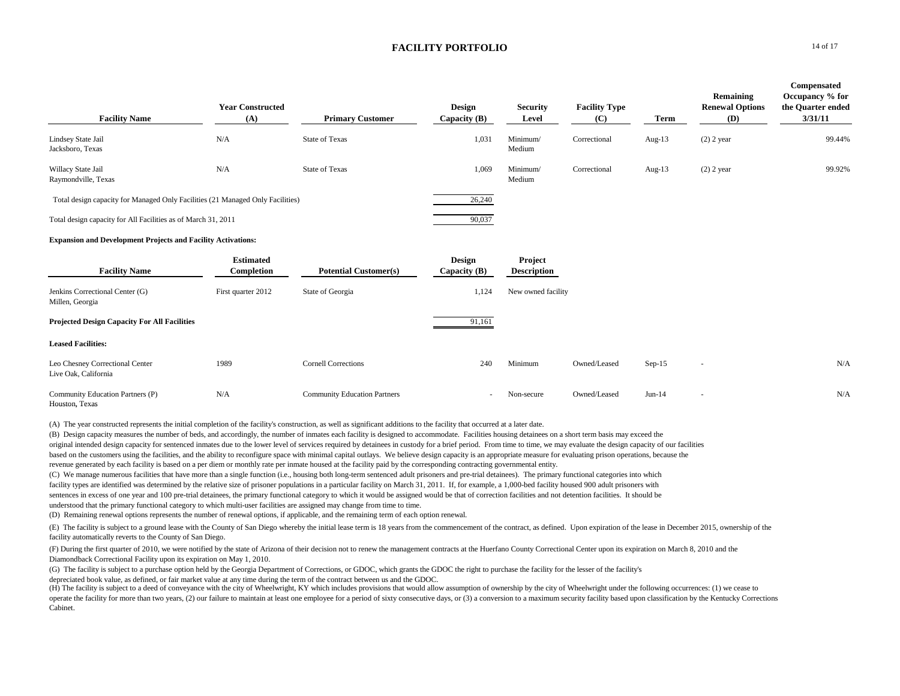# FACILITY PORTFOLIO

| Facility Name | Year Constructed (A) | Primary Customer | Design Capacity (B) | Security Level | Facility Type (C) | Term | Remaining Renewal Options (D) | Compensated Occupancy % for the Quarter ended 3/31/11 |
|---|---|---|---|---|---|---|---|---|
| Lindsey State Jail<br>Jacksboro, Texas | N/A | State of Texas | 1,031 | Minimum/<br>Medium | Correctional | Aug-13 | (2) 2 year | 99.44% |
| Willacy State Jail<br>Raymondville, Texas | N/A | State of Texas | 1,069 | Minimum/<br>Medium | Correctional | Aug-13 | (2) 2 year | 99.92% |
| Total design capacity for Managed Only Facilities (21 Managed Only Facilities) | | | 26,240 | | | | | |
| Total design capacity for All Facilities as of March 31, 2011 | | | 90,037 | | | | | |

**Expansion and Development Projects and Facility Activations:**

| Facility Name | Estimated Completion | Potential Customer(s) | Design Capacity (B) | Project Description |
|---|---|---|---|---|
| Jenkins Correctional Center (G)<br>Millen, Georgia | First quarter 2012 | State of Georgia | 1,124 | New owned facility |
| **Projected Design Capacity For All Facilities** | | | 91,161 | |

**Leased Facilities:**

| Facility Name | Year Constructed (A) | Primary Customer | Design Capacity (B) | Security Level | Facility Type (C) | Term | Remaining Renewal Options (D) | Compensated Occupancy % for the Quarter ended 3/31/11 |
|---|---|---|---|---|---|---|---|---|
| Leo Chesney Correctional Center<br>Live Oak, California | 1989 | Cornell Corrections | 240 | Minimum | Owned/Leased | Sep-15 | - | N/A |
| Community Education Partners (P)<br>Houston, Texas | N/A | Community Education Partners | - | Non-secure | Owned/Leased | Jun-14 | - | N/A |

(A) The year constructed represents the initial completion of the facility's construction, as well as significant additions to the facility that occurred at a later date.

(B) Design capacity measures the number of beds, and accordingly, the number of inmates each facility is designed to accommodate. Facilities housing detainees on a short term basis may exceed the original intended design capacity for sentenced inmates due to the lower level of services required by detainees in custody for a brief period. From time to time, we may evaluate the design capacity of our facilities based on the customers using the facilities, and the ability to reconfigure space with minimal capital outlays. We believe design capacity is an appropriate measure for evaluating prison operations, because the revenue generated by each facility is based on a per diem or monthly rate per inmate housed at the facility paid by the corresponding contracting governmental entity.

(C) We manage numerous facilities that have more than a single function (i.e., housing both long-term sentenced adult prisoners and pre-trial detainees). The primary functional categories into which facility types are identified was determined by the relative size of prisoner populations in a particular facility on March 31, 2011. If, for example, a 1,000-bed facility housed 900 adult prisoners with sentences in excess of one year and 100 pre-trial detainees, the primary functional category to which it would be assigned would be that of correction facilities and not detention facilities. It should be understood that the primary functional category to which multi-user facilities are assigned may change from time to time.

(D) Remaining renewal options represents the number of renewal options, if applicable, and the remaining term of each option renewal.

(E) The facility is subject to a ground lease with the County of San Diego whereby the initial lease term is 18 years from the commencement of the contract, as defined. Upon expiration of the lease in December 2015, ownership of the facility automatically reverts to the County of San Diego.

(F) During the first quarter of 2010, we were notified by the state of Arizona of their decision not to renew the management contracts at the Huerfano County Correctional Center upon its expiration on March 8, 2010 and the Diamondback Correctional Facility upon its expiration on May 1, 2010.

(G) The facility is subject to a purchase option held by the Georgia Department of Corrections, or GDOC, which grants the GDOC the right to purchase the facility for the lesser of the facility's depreciated book value, as defined, or fair market value at any time during the term of the contract between us and the GDOC.

(H) The facility is subject to a deed of conveyance with the city of Wheelwright, KY which includes provisions that would allow assumption of ownership by the city of Wheelwright under the following occurrences: (1) we cease to operate the facility for more than two years, (2) our failure to maintain at least one employee for a period of sixty consecutive days, or (3) a conversion to a maximum security facility based upon classification by the Kentucky Corrections Cabinet.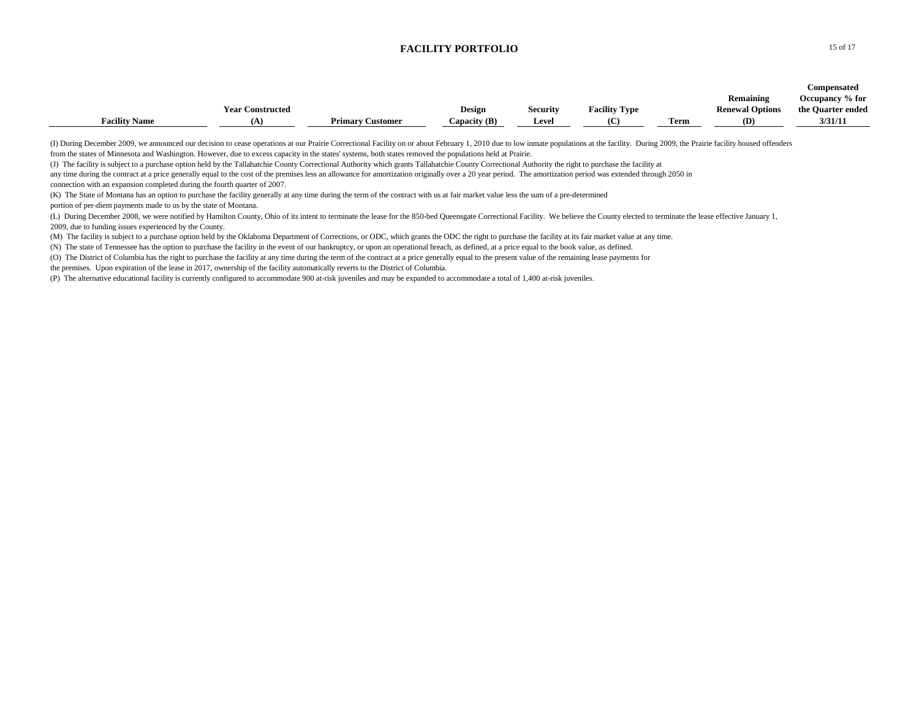# FACILITY PORTFOLIO

| Facility Name | Year Constructed (A) | Primary Customer | Design Capacity (B) | Security Level | Facility Type (C) | Term | Remaining Renewal Options (D) | Compensated Occupancy % for the Quarter ended 3/31/11 |
|---|---|---|---|---|---|---|---|---|

(I) During December 2009, we announced our decision to cease operations at our Prairie Correctional Facility on or about February 1, 2010 due to low inmate populations at the facility. During 2009, the Prairie facility housed offenders from the states of Minnesota and Washington. However, due to excess capacity in the states' systems, both states removed the populations held at Prairie.

(J) The facility is subject to a purchase option held by the Tallahatchie County Correctional Authority which grants Tallahatchie County Correctional Authority the right to purchase the facility at any time during the contract at a price generally equal to the cost of the premises less an allowance for amortization originally over a 20 year period. The amortization period was extended through 2050 in connection with an expansion completed during the fourth quarter of 2007.

(K) The State of Montana has an option to purchase the facility generally at any time during the term of the contract with us at fair market value less the sum of a pre-determined portion of per-diem payments made to us by the state of Montana.

(L) During December 2008, we were notified by Hamilton County, Ohio of its intent to terminate the lease for the 850-bed Queensgate Correctional Facility. We believe the County elected to terminate the lease effective January 1, 2009, due to funding issues experienced by the County.

(M) The facility is subject to a purchase option held by the Oklahoma Department of Corrections, or ODC, which grants the ODC the right to purchase the facility at its fair market value at any time.

(N) The state of Tennessee has the option to purchase the facility in the event of our bankruptcy, or upon an operational breach, as defined, at a price equal to the book value, as defined.

(O) The District of Columbia has the right to purchase the facility at any time during the term of the contract at a price generally equal to the present value of the remaining lease payments for the premises. Upon expiration of the lease in 2017, ownership of the facility automatically reverts to the District of Columbia.

(P) The alternative educational facility is currently configured to accommodate 900 at-risk juveniles and may be expanded to accommodate a total of 1,400 at-risk juveniles.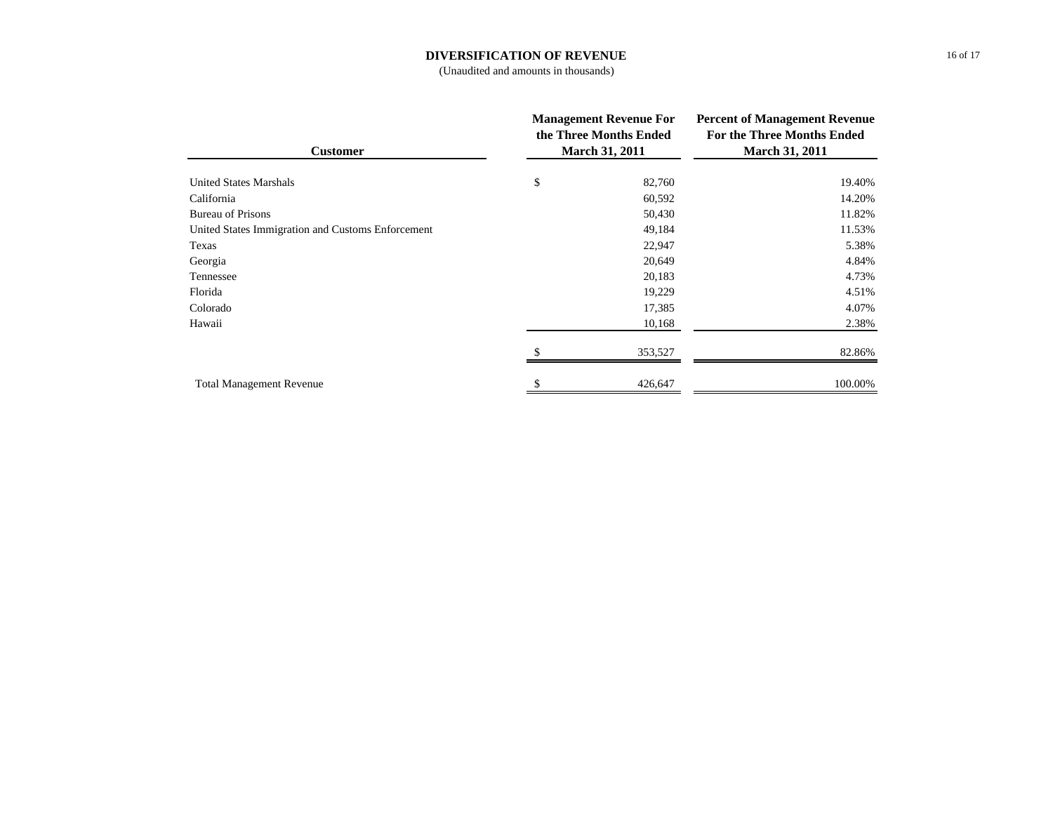## DIVERSIFICATION OF REVENUE

(Unaudited and amounts in thousands)

| Customer | Management Revenue For the Three Months Ended March 31, 2011 | Percent of Management Revenue For the Three Months Ended March 31, 2011 |
|---|---|---|
| United States Marshals | $ 82,760 | 19.40% |
| California | 60,592 | 14.20% |
| Bureau of Prisons | 50,430 | 11.82% |
| United States Immigration and Customs Enforcement | 49,184 | 11.53% |
| Texas | 22,947 | 5.38% |
| Georgia | 20,649 | 4.84% |
| Tennessee | 20,183 | 4.73% |
| Florida | 19,229 | 4.51% |
| Colorado | 17,385 | 4.07% |
| Hawaii | 10,168 | 2.38% |
| | $ 353,527 | 82.86% |
| Total Management Revenue | $ 426,647 | 100.00% |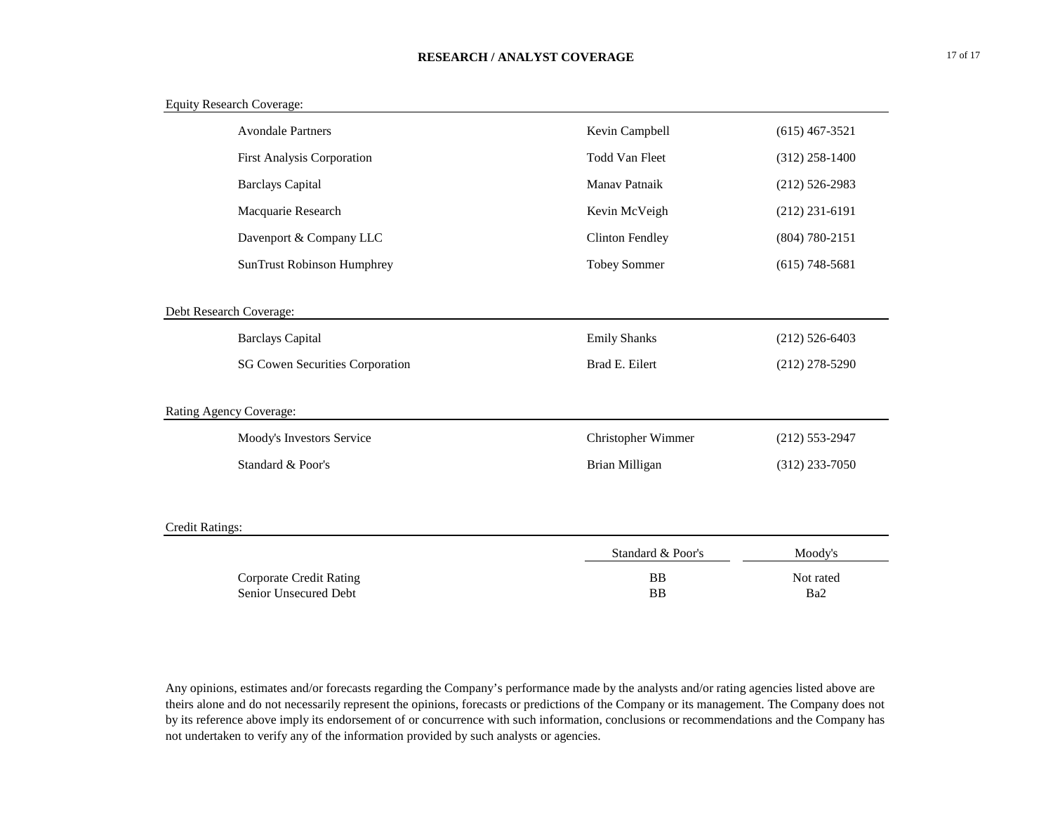# RESEARCH / ANALYST COVERAGE

Equity Research Coverage:

| | | |
|---|---|---|
| Avondale Partners | Kevin Campbell | (615) 467-3521 |
| First Analysis Corporation | Todd Van Fleet | (312) 258-1400 |
| Barclays Capital | Manav Patnaik | (212) 526-2983 |
| Macquarie Research | Kevin McVeigh | (212) 231-6191 |
| Davenport & Company LLC | Clinton Fendley | (804) 780-2151 |
| SunTrust Robinson Humphrey | Tobey Sommer | (615) 748-5681 |

Debt Research Coverage:

| | | |
|---|---|---|
| Barclays Capital | Emily Shanks | (212) 526-6403 |
| SG Cowen Securities Corporation | Brad E. Eilert | (212) 278-5290 |

Rating Agency Coverage:

| | | |
|---|---|---|
| Moody's Investors Service | Christopher Wimmer | (212) 553-2947 |
| Standard & Poor's | Brian Milligan | (312) 233-7050 |

Credit Ratings:

| | Standard & Poor's | Moody's |
|---|---|---|
| Corporate Credit Rating | BB | Not rated |
| Senior Unsecured Debt | BB | Ba2 |

Any opinions, estimates and/or forecasts regarding the Company's performance made by the analysts and/or rating agencies listed above are theirs alone and do not necessarily represent the opinions, forecasts or predictions of the Company or its management. The Company does not by its reference above imply its endorsement of or concurrence with such information, conclusions or recommendations and the Company has not undertaken to verify any of the information provided by such analysts or agencies.